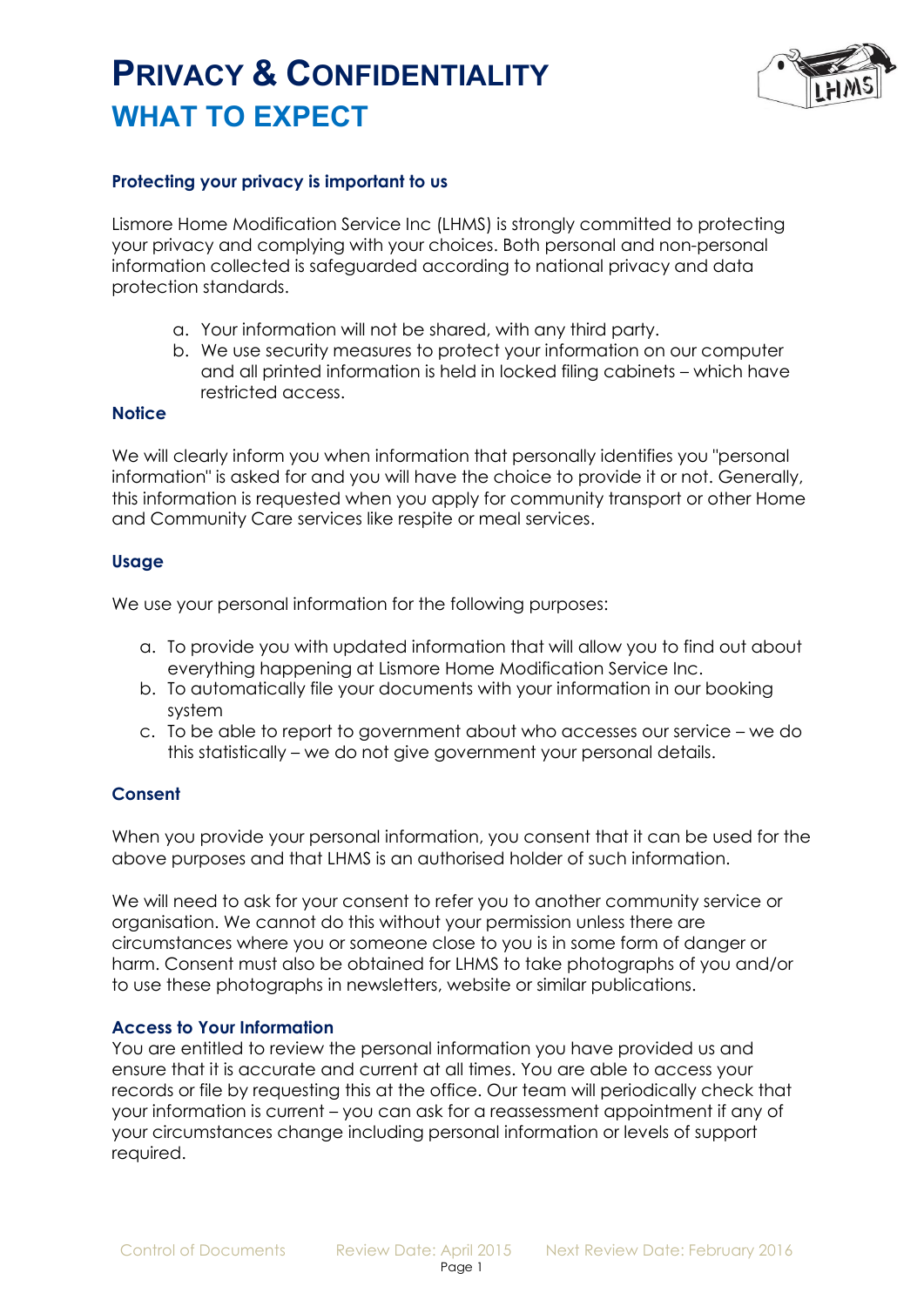# Privacy & Confidentiality

## WHAT TO EXPECT

### Protecting your privacy is important to us

Lismore Home Modification Service Inc (LHMS) is strongly committed to protecting your privacy and complying with your choices. Both personal and non-personal information collected is safeguarded according to national privacy and data protection standards.

a. Your information will not be shared, with any third party.
b. We use security measures to protect your information on our computer and all printed information is held in locked filing cabinets – which have restricted access.

### Notice

We will clearly inform you when information that personally identifies you "personal information" is asked for and you will have the choice to provide it or not. Generally, this information is requested when you apply for community transport or other Home and Community Care services like respite or meal services.

### Usage

We use your personal information for the following purposes:

a. To provide you with updated information that will allow you to find out about everything happening at Lismore Home Modification Service Inc.
b. To automatically file your documents with your information in our booking system
c. To be able to report to government about who accesses our service – we do this statistically – we do not give government your personal details.

### Consent

When you provide your personal information, you consent that it can be used for the above purposes and that LHMS is an authorised holder of such information.

We will need to ask for your consent to refer you to another community service or organisation. We cannot do this without your permission unless there are circumstances where you or someone close to you is in some form of danger or harm. Consent must also be obtained for LHMS to take photographs of you and/or to use these photographs in newsletters, website or similar publications.

### Access to Your Information

You are entitled to review the personal information you have provided us and ensure that it is accurate and current at all times. You are able to access your records or file by requesting this at the office. Our team will periodically check that your information is current – you can ask for a reassessment appointment if any of your circumstances change including personal information or levels of support required.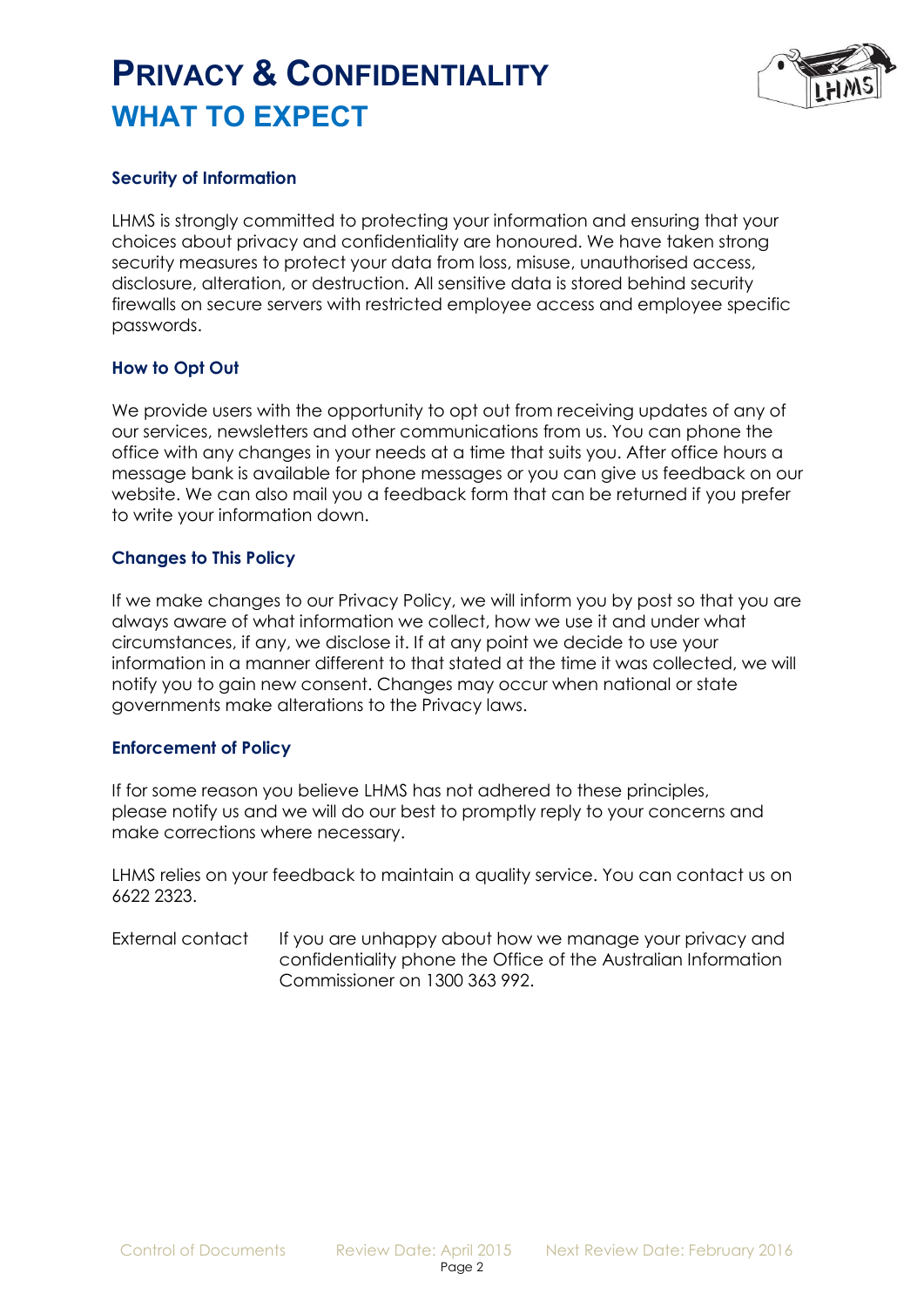# PRIVACY & CONFIDENTIALITY
## WHAT TO EXPECT

### Security of Information

LHMS is strongly committed to protecting your information and ensuring that your choices about privacy and confidentiality are honoured. We have taken strong security measures to protect your data from loss, misuse, unauthorised access, disclosure, alteration, or destruction. All sensitive data is stored behind security firewalls on secure servers with restricted employee access and employee specific passwords.

### How to Opt Out

We provide users with the opportunity to opt out from receiving updates of any of our services, newsletters and other communications from us. You can phone the office with any changes in your needs at a time that suits you. After office hours a message bank is available for phone messages or you can give us feedback on our website. We can also mail you a feedback form that can be returned if you prefer to write your information down.

### Changes to This Policy

If we make changes to our Privacy Policy, we will inform you by post so that you are always aware of what information we collect, how we use it and under what circumstances, if any, we disclose it. If at any point we decide to use your information in a manner different to that stated at the time it was collected, we will notify you to gain new consent. Changes may occur when national or state governments make alterations to the Privacy laws.

### Enforcement of Policy

If for some reason you believe LHMS has not adhered to these principles, please notify us and we will do our best to promptly reply to your concerns and make corrections where necessary.

LHMS relies on your feedback to maintain a quality service. You can contact us on 6622 2323.

External contact — If you are unhappy about how we manage your privacy and confidentiality phone the Office of the Australian Information Commissioner on 1300 363 992.

Control of Documents — Review Date: April 2015 — Next Review Date: February 2016